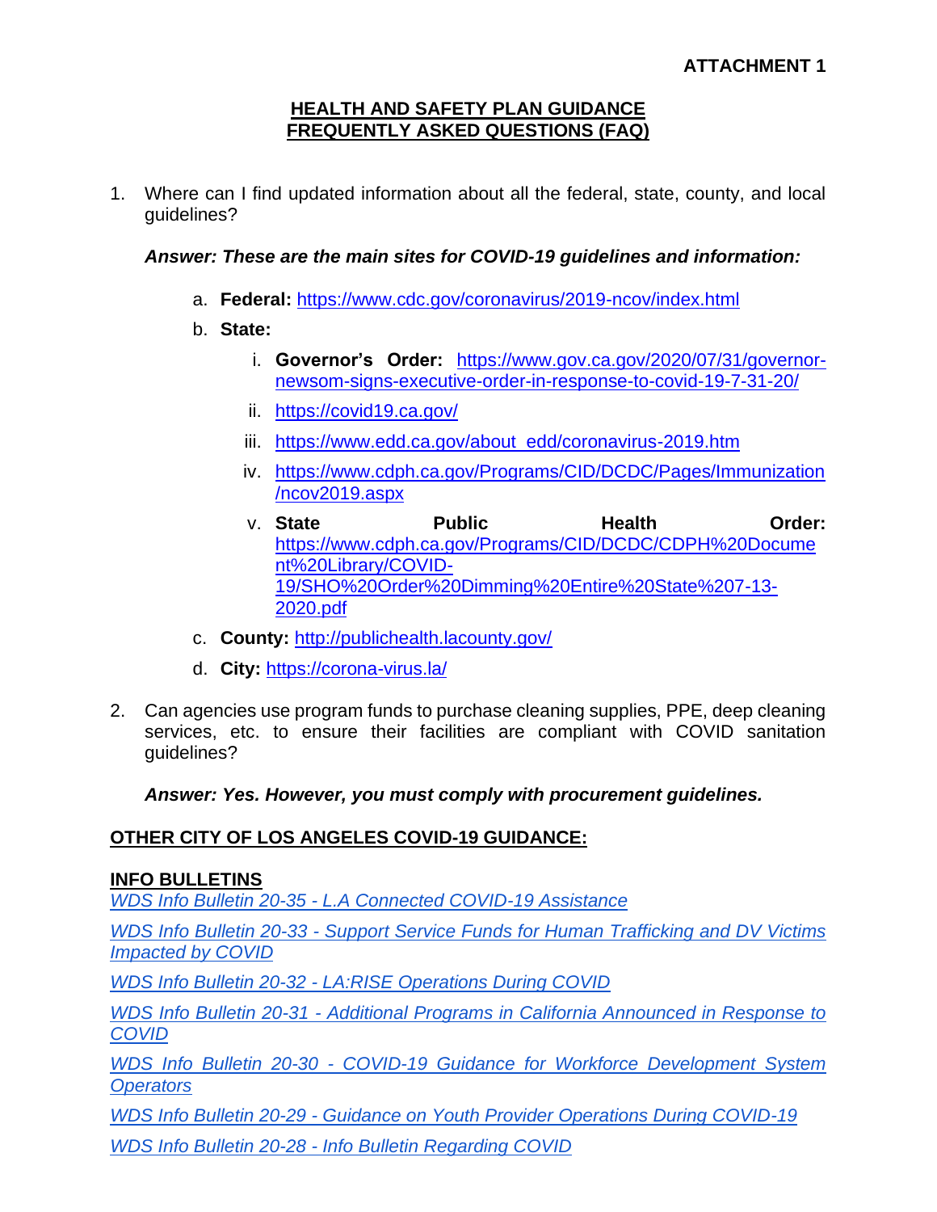**ATTACHMENT 1**

# HEALTH AND SAFETY PLAN GUIDANCE FREQUENTLY ASKED QUESTIONS (FAQ)

1. Where can I find updated information about all the federal, state, county, and local guidelines?

   ***Answer: These are the main sites for COVID-19 guidelines and information:***

   a. **Federal:** https://www.cdc.gov/coronavirus/2019-ncov/index.html
   b. **State:**
      i. **Governor's Order:** https://www.gov.ca.gov/2020/07/31/governor-newsom-signs-executive-order-in-response-to-covid-19-7-31-20/
      ii. https://covid19.ca.gov/
      iii. https://www.edd.ca.gov/about_edd/coronavirus-2019.htm
      iv. https://www.cdph.ca.gov/Programs/CID/DCDC/Pages/Immunization/ncov2019.aspx
      v. **State Public Health Order:** https://www.cdph.ca.gov/Programs/CID/DCDC/CDPH%20Document%20Library/COVID-19/SHO%20Order%20Dimming%20Entire%20State%207-13-2020.pdf
   c. **County:** http://publichealth.lacounty.gov/
   d. **City:** https://corona-virus.la/

2. Can agencies use program funds to purchase cleaning supplies, PPE, deep cleaning services, etc. to ensure their facilities are compliant with COVID sanitation guidelines?

   ***Answer: Yes. However, you must comply with procurement guidelines.***

## OTHER CITY OF LOS ANGELES COVID-19 GUIDANCE:

### INFO BULLETINS

*WDS Info Bulletin 20-35 - L.A Connected COVID-19 Assistance*

*WDS Info Bulletin 20-33 - Support Service Funds for Human Trafficking and DV Victims Impacted by COVID*

*WDS Info Bulletin 20-32 - LA:RISE Operations During COVID*

*WDS Info Bulletin 20-31 - Additional Programs in California Announced in Response to COVID*

*WDS Info Bulletin 20-30 - COVID-19 Guidance for Workforce Development System Operators*

*WDS Info Bulletin 20-29 - Guidance on Youth Provider Operations During COVID-19*

*WDS Info Bulletin 20-28 - Info Bulletin Regarding COVID*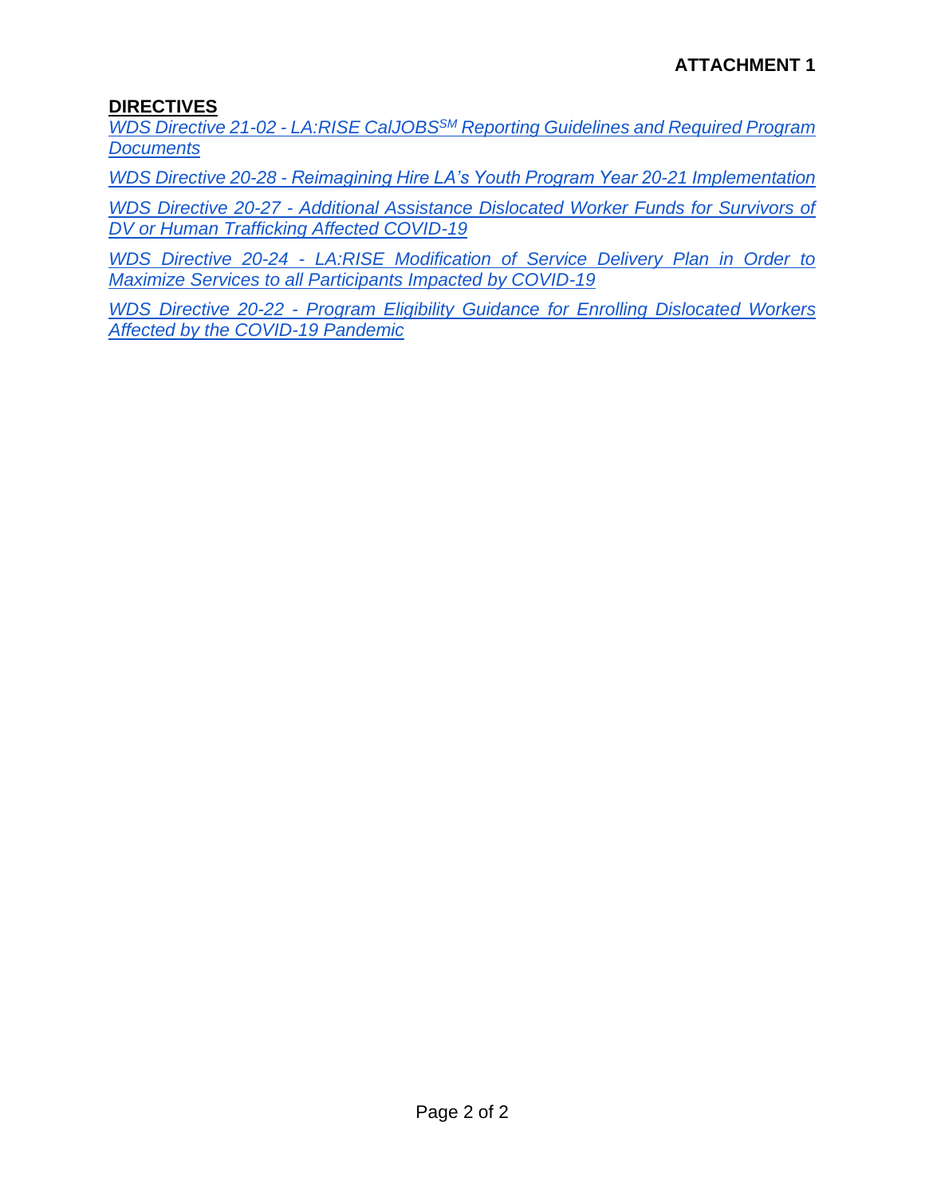**ATTACHMENT 1**

**DIRECTIVES**

*WDS Directive 21-02 - LA:RISE CalJOBS[SM] Reporting Guidelines and Required Program Documents*

*WDS Directive 20-28 - Reimagining Hire LA's Youth Program Year 20-21 Implementation*

*WDS Directive 20-27 - Additional Assistance Dislocated Worker Funds for Survivors of DV or Human Trafficking Affected COVID-19*

*WDS Directive 20-24 - LA:RISE Modification of Service Delivery Plan in Order to Maximize Services to all Participants Impacted by COVID-19*

*WDS Directive 20-22 - Program Eligibility Guidance for Enrolling Dislocated Workers Affected by the COVID-19 Pandemic*